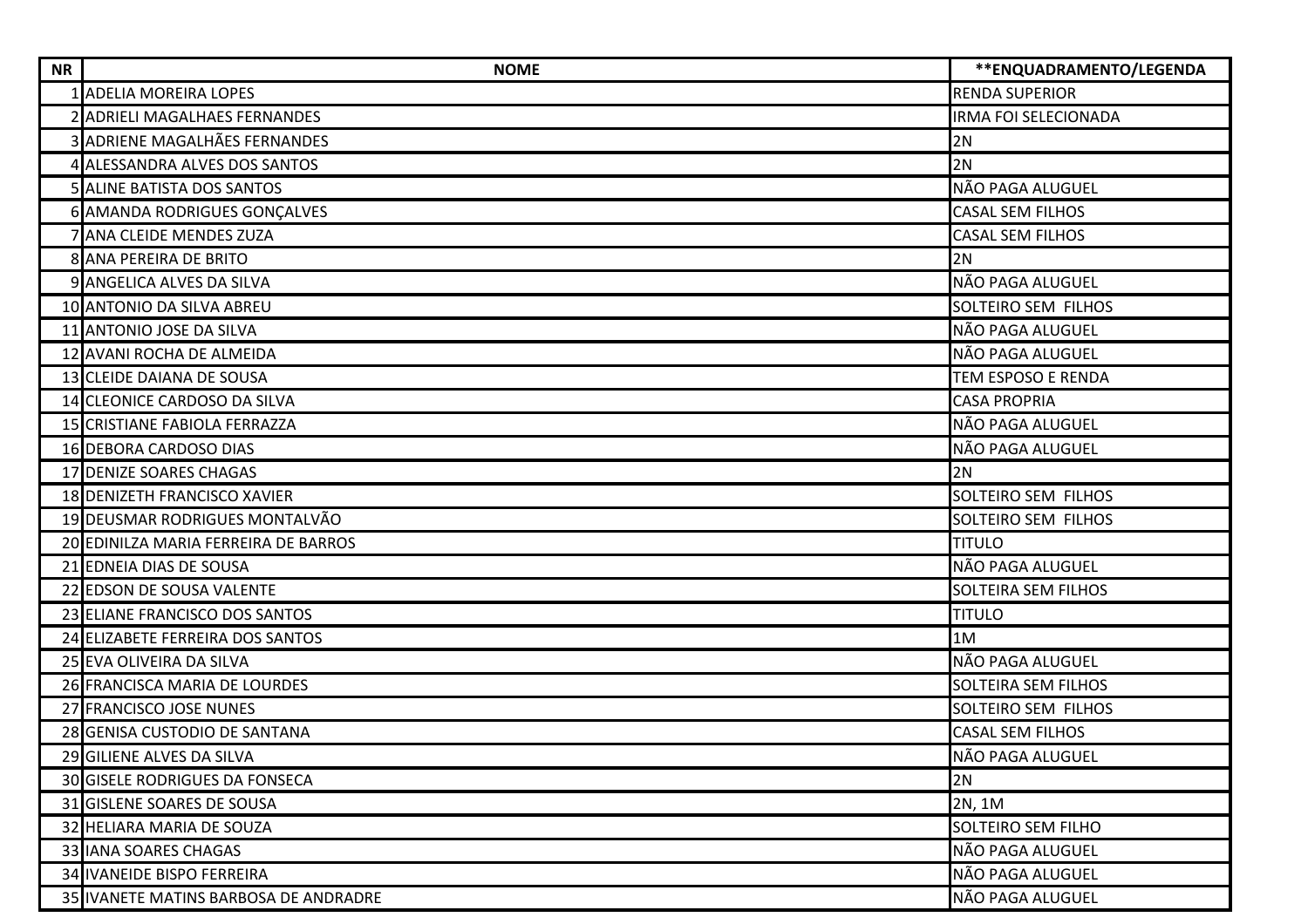| NR | NOME | **ENQUADRAMENTO/LEGENDA |
|---|---|---|
| 1 | ADELIA MOREIRA LOPES | RENDA SUPERIOR |
| 2 | ADRIELI MAGALHAES FERNANDES | IRMA FOI SELECIONADA |
| 3 | ADRIENE MAGALHÃES FERNANDES | 2N |
| 4 | ALESSANDRA ALVES DOS SANTOS | 2N |
| 5 | ALINE BATISTA DOS SANTOS | NÃO PAGA ALUGUEL |
| 6 | AMANDA RODRIGUES GONÇALVES | CASAL SEM FILHOS |
| 7 | ANA CLEIDE MENDES ZUZA | CASAL SEM FILHOS |
| 8 | ANA PEREIRA DE BRITO | 2N |
| 9 | ANGELICA ALVES DA SILVA | NÃO PAGA ALUGUEL |
| 10 | ANTONIO DA SILVA ABREU | SOLTEIRO SEM FILHOS |
| 11 | ANTONIO JOSE DA SILVA | NÃO PAGA ALUGUEL |
| 12 | AVANI ROCHA DE ALMEIDA | NÃO PAGA ALUGUEL |
| 13 | CLEIDE DAIANA DE SOUSA | TEM ESPOSO E RENDA |
| 14 | CLEONICE CARDOSO DA SILVA | CASA PROPRIA |
| 15 | CRISTIANE FABIOLA FERRAZZA | NÃO PAGA ALUGUEL |
| 16 | DEBORA CARDOSO DIAS | NÃO PAGA ALUGUEL |
| 17 | DENIZE SOARES CHAGAS | 2N |
| 18 | DENIZETH FRANCISCO XAVIER | SOLTEIRO SEM FILHOS |
| 19 | DEUSMAR RODRIGUES MONTALVÃO | SOLTEIRO SEM FILHOS |
| 20 | EDINILZA MARIA FERREIRA DE BARROS | TITULO |
| 21 | EDNEIA DIAS DE SOUSA | NÃO PAGA ALUGUEL |
| 22 | EDSON DE SOUSA VALENTE | SOLTEIRA SEM FILHOS |
| 23 | ELIANE FRANCISCO DOS SANTOS | TITULO |
| 24 | ELIZABETE FERREIRA DOS SANTOS | 1M |
| 25 | EVA OLIVEIRA DA SILVA | NÃO PAGA ALUGUEL |
| 26 | FRANCISCA MARIA DE LOURDES | SOLTEIRA SEM FILHOS |
| 27 | FRANCISCO JOSE NUNES | SOLTEIRO SEM FILHOS |
| 28 | GENISA CUSTODIO DE SANTANA | CASAL SEM FILHOS |
| 29 | GILIENE ALVES DA SILVA | NÃO PAGA ALUGUEL |
| 30 | GISELE RODRIGUES DA FONSECA | 2N |
| 31 | GISLENE SOARES DE SOUSA | 2N, 1M |
| 32 | HELIARA MARIA DE SOUZA | SOLTEIRO SEM FILHO |
| 33 | IANA SOARES CHAGAS | NÃO PAGA ALUGUEL |
| 34 | IVANEIDE BISPO FERREIRA | NÃO PAGA ALUGUEL |
| 35 | IVANETE MATINS BARBOSA DE ANDRADRE | NÃO PAGA ALUGUEL |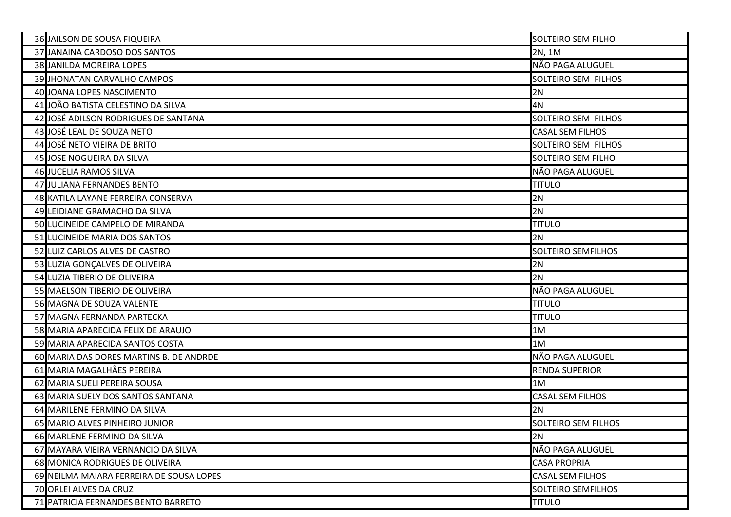| | | |
|---|---|---|
| 36 | JAILSON DE SOUSA FIQUEIRA | SOLTEIRO SEM FILHO |
| 37 | JANAINA CARDOSO DOS SANTOS | 2N, 1M |
| 38 | JANILDA MOREIRA LOPES | NÃO PAGA ALUGUEL |
| 39 | JHONATAN CARVALHO CAMPOS | SOLTEIRO SEM  FILHOS |
| 40 | JOANA LOPES NASCIMENTO | 2N |
| 41 | JOÃO BATISTA CELESTINO DA SILVA | 4N |
| 42 | JOSÉ ADILSON RODRIGUES DE SANTANA | SOLTEIRO SEM  FILHOS |
| 43 | JOSÉ LEAL DE SOUZA NETO | CASAL SEM FILHOS |
| 44 | JOSÉ NETO VIEIRA DE BRITO | SOLTEIRO SEM  FILHOS |
| 45 | JOSE NOGUEIRA DA SILVA | SOLTEIRO SEM FILHO |
| 46 | JUCELIA RAMOS SILVA | NÃO PAGA ALUGUEL |
| 47 | JULIANA FERNANDES BENTO | TITULO |
| 48 | KATILA LAYANE FERREIRA CONSERVA | 2N |
| 49 | LEIDIANE GRAMACHO DA SILVA | 2N |
| 50 | LUCINEIDE CAMPELO DE MIRANDA | TITULO |
| 51 | LUCINEIDE MARIA DOS SANTOS | 2N |
| 52 | LUIZ CARLOS ALVES DE CASTRO | SOLTEIRO SEMFILHOS |
| 53 | LUZIA GONÇALVES DE OLIVEIRA | 2N |
| 54 | LUZIA TIBERIO DE OLIVEIRA | 2N |
| 55 | MAELSON TIBERIO DE OLIVEIRA | NÃO PAGA ALUGUEL |
| 56 | MAGNA DE SOUZA VALENTE | TITULO |
| 57 | MAGNA FERNANDA PARTECKA | TITULO |
| 58 | MARIA APARECIDA FELIX DE ARAUJO | 1M |
| 59 | MARIA APARECIDA SANTOS COSTA | 1M |
| 60 | MARIA DAS DORES MARTINS B. DE ANDRDE | NÃO PAGA ALUGUEL |
| 61 | MARIA MAGALHÃES PEREIRA | RENDA SUPERIOR |
| 62 | MARIA SUELI PEREIRA SOUSA | 1M |
| 63 | MARIA SUELY DOS SANTOS SANTANA | CASAL SEM FILHOS |
| 64 | MARILENE FERMINO DA SILVA | 2N |
| 65 | MARIO ALVES PINHEIRO JUNIOR | SOLTEIRO SEM FILHOS |
| 66 | MARLENE FERMINO DA SILVA | 2N |
| 67 | MAYARA VIEIRA VERNANCIO DA SILVA | NÃO PAGA ALUGUEL |
| 68 | MONICA RODRIGUES DE OLIVEIRA | CASA PROPRIA |
| 69 | NEILMA MAIARA FERREIRA DE SOUSA LOPES | CASAL SEM FILHOS |
| 70 | ORLEI ALVES DA CRUZ | SOLTEIRO SEMFILHOS |
| 71 | PATRICIA FERNANDES BENTO BARRETO | TITULO |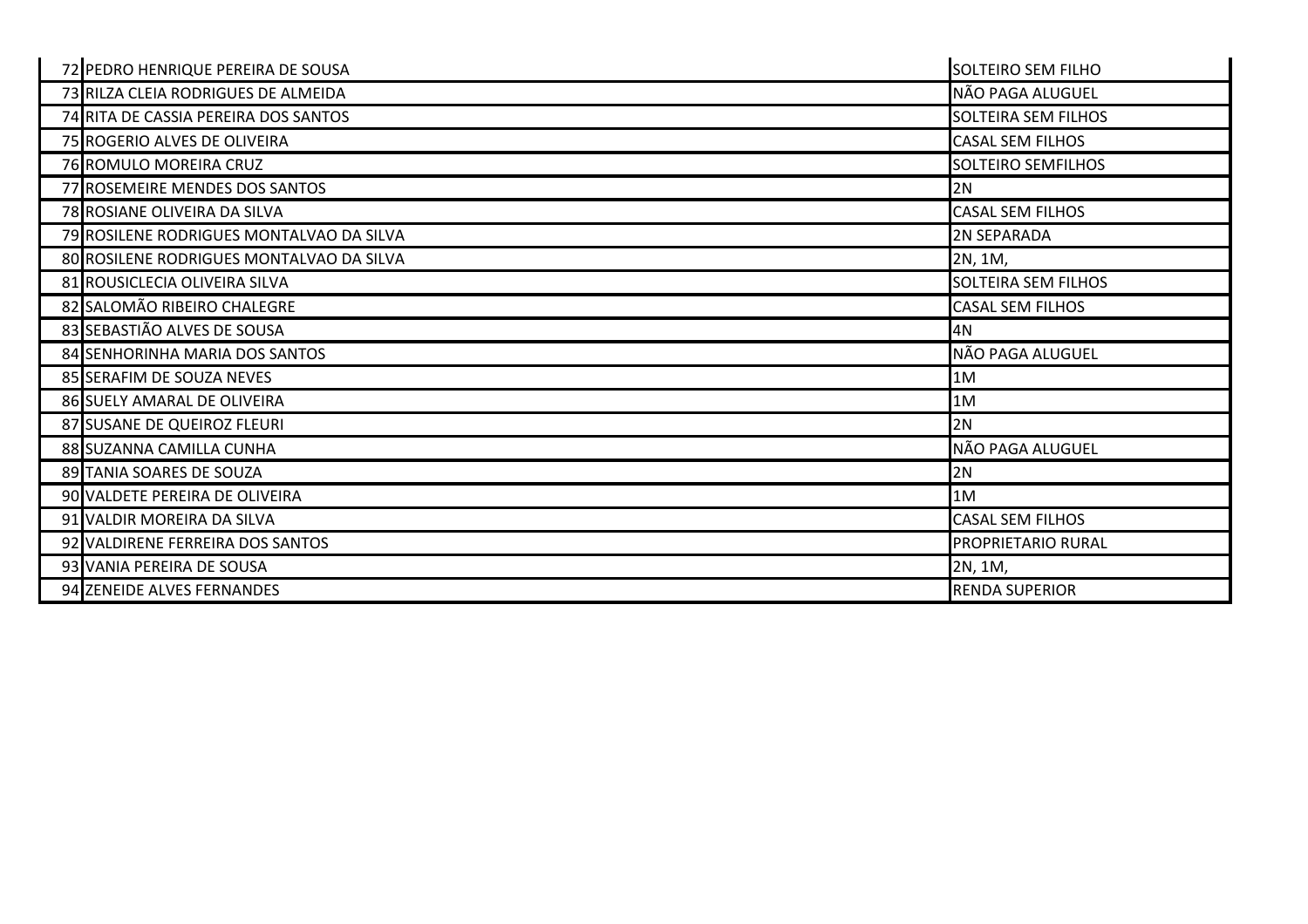| | | |
|---|---|---|
| 72 | PEDRO HENRIQUE PEREIRA DE SOUSA | SOLTEIRO SEM FILHO |
| 73 | RILZA CLEIA RODRIGUES DE ALMEIDA | NÃO PAGA ALUGUEL |
| 74 | RITA DE CASSIA PEREIRA DOS SANTOS | SOLTEIRA SEM FILHOS |
| 75 | ROGERIO ALVES DE OLIVEIRA | CASAL SEM FILHOS |
| 76 | ROMULO MOREIRA CRUZ | SOLTEIRO SEMFILHOS |
| 77 | ROSEMEIRE MENDES DOS SANTOS | 2N |
| 78 | ROSIANE OLIVEIRA DA SILVA | CASAL SEM FILHOS |
| 79 | ROSILENE RODRIGUES MONTALVAO DA SILVA | 2N SEPARADA |
| 80 | ROSILENE RODRIGUES MONTALVAO DA SILVA | 2N, 1M, |
| 81 | ROUSICLECIA OLIVEIRA SILVA | SOLTEIRA SEM FILHOS |
| 82 | SALOMÃO RIBEIRO CHALEGRE | CASAL SEM FILHOS |
| 83 | SEBASTIÃO ALVES DE SOUSA | 4N |
| 84 | SENHORINHA MARIA DOS SANTOS | NÃO PAGA ALUGUEL |
| 85 | SERAFIM DE SOUZA NEVES | 1M |
| 86 | SUELY AMARAL DE OLIVEIRA | 1M |
| 87 | SUSANE DE QUEIROZ FLEURI | 2N |
| 88 | SUZANNA CAMILLA CUNHA | NÃO PAGA ALUGUEL |
| 89 | TANIA SOARES DE SOUZA | 2N |
| 90 | VALDETE PEREIRA DE OLIVEIRA | 1M |
| 91 | VALDIR MOREIRA DA SILVA | CASAL SEM FILHOS |
| 92 | VALDIRENE FERREIRA DOS SANTOS | PROPRIETARIO RURAL |
| 93 | VANIA PEREIRA DE SOUSA | 2N, 1M, |
| 94 | ZENEIDE ALVES FERNANDES | RENDA SUPERIOR |